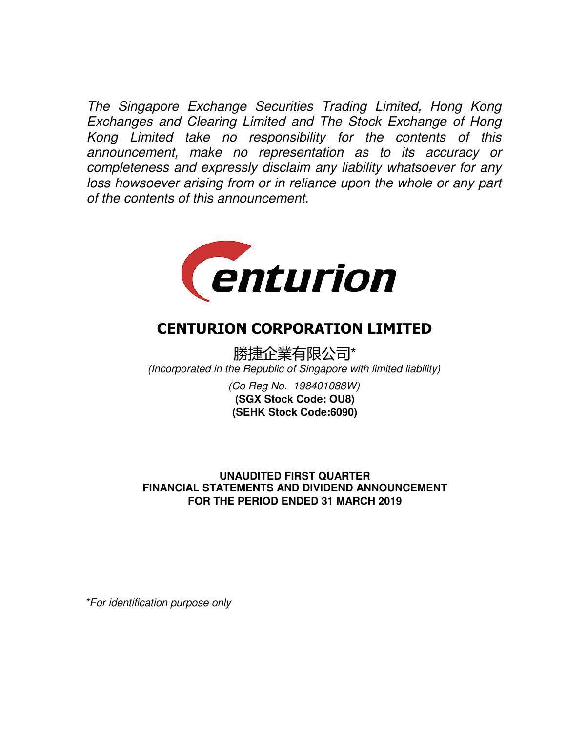*The Singapore Exchange Securities Trading Limited, Hong Kong Exchanges and Clearing Limited and The Stock Exchange of Hong Kong Limited take no responsibility for the contents of this announcement, make no representation as to its accuracy or completeness and expressly disclaim any liability whatsoever for any loss howsoever arising from or in reliance upon the whole or any part of the contents of this announcement.*

# CENTURION CORPORATION LIMITED

勝捷企業有限公司*

*(Incorporated in the Republic of Singapore with limited liability)*

*(Co Reg No. 198401088W)*

**(SGX Stock Code: OU8)**

**(SEHK Stock Code:6090)**

## UNAUDITED FIRST QUARTER FINANCIAL STATEMENTS AND DIVIDEND ANNOUNCEMENT FOR THE PERIOD ENDED 31 MARCH 2019

*\*For identification purpose only*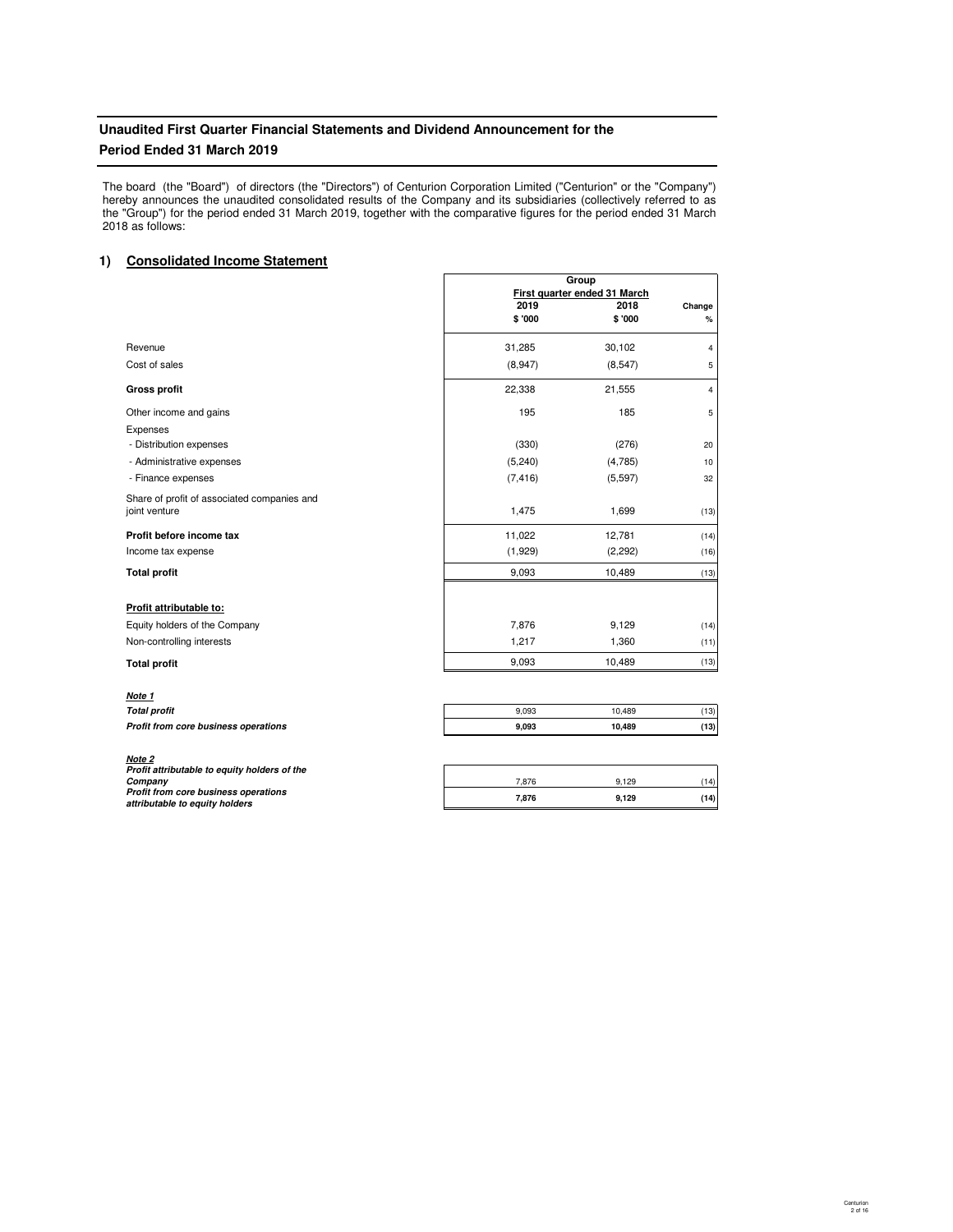# Unaudited First Quarter Financial Statements and Dividend Announcement for the Period Ended 31 March 2019

The board (the "Board") of directors (the "Directors") of Centurion Corporation Limited ("Centurion" or the "Company") hereby announces the unaudited consolidated results of the Company and its subsidiaries (collectively referred to as the "Group") for the period ended 31 March 2019, together with the comparative figures for the period ended 31 March 2018 as follows:

## 1) Consolidated Income Statement

| | Group | | |
|---|---|---|---|
| | First quarter ended 31 March | | |
| | 2019 | 2018 | Change |
| | $ '000 | $ '000 | % |
| Revenue | 31,285 | 30,102 | 4 |
| Cost of sales | (8,947) | (8,547) | 5 |
| **Gross profit** | 22,338 | 21,555 | 4 |
| Other income and gains | 195 | 185 | 5 |
| Expenses | | | |
| - Distribution expenses | (330) | (276) | 20 |
| - Administrative expenses | (5,240) | (4,785) | 10 |
| - Finance expenses | (7,416) | (5,597) | 32 |
| Share of profit of associated companies and joint venture | 1,475 | 1,699 | (13) |
| **Profit before income tax** | 11,022 | 12,781 | (14) |
| Income tax expense | (1,929) | (2,292) | (16) |
| **Total profit** | 9,093 | 10,489 | (13) |
| | | | |
| **Profit attributable to:** | | | |
| Equity holders of the Company | 7,876 | 9,129 | (14) |
| Non-controlling interests | 1,217 | 1,360 | (11) |
| **Total profit** | 9,093 | 10,489 | (13) |

***Note 1***

| | | | |
|---|---|---|---|
| ***Total profit*** | 9,093 | 10,489 | (13) |
| ***Profit from core business operations*** | **9,093** | **10,489** | **(13)** |

***Note 2***

| | | | |
|---|---|---|---|
| ***Profit attributable to equity holders of the Company*** | 7,876 | 9,129 | (14) |
| ***Profit from core business operations attributable to equity holders*** | **7,876** | **9,129** | **(14)** |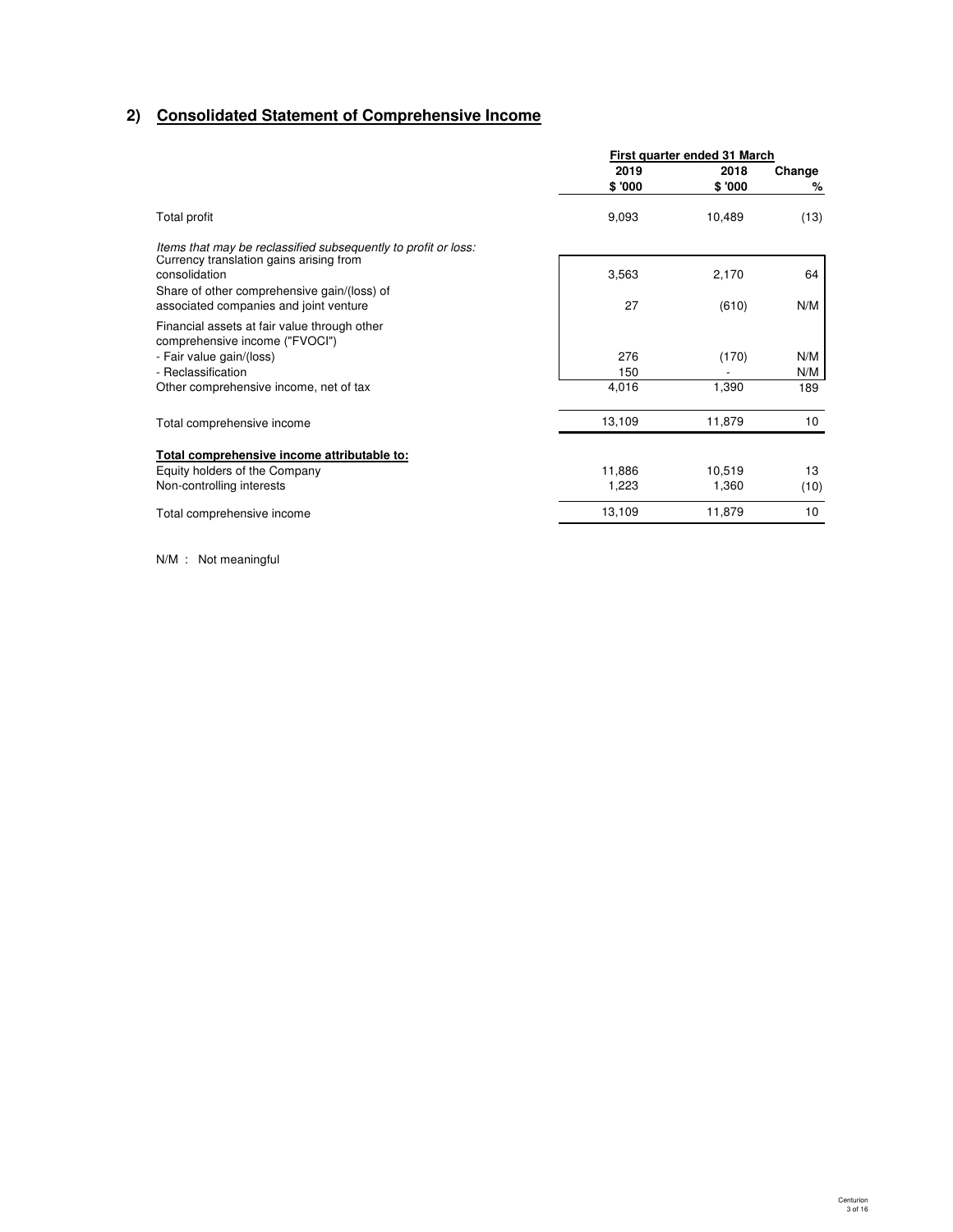## 2) Consolidated Statement of Comprehensive Income

| | First quarter ended 31 March | | |
|---|---|---|---|
| | 2019 | 2018 | Change |
| | $ '000 | $ '000 | % |
| Total profit | 9,093 | 10,489 | (13) |
| *Items that may be reclassified subsequently to profit or loss:* | | | |
| Currency translation gains arising from consolidation | 3,563 | 2,170 | 64 |
| Share of other comprehensive gain/(loss) of associated companies and joint venture | 27 | (610) | N/M |
| Financial assets at fair value through other comprehensive income ("FVOCI") | | | |
| - Fair value gain/(loss) | 276 | (170) | N/M |
| - Reclassification | 150 | - | N/M |
| Other comprehensive income, net of tax | 4,016 | 1,390 | 189 |
| Total comprehensive income | 13,109 | 11,879 | 10 |
| **Total comprehensive income attributable to:** | | | |
| Equity holders of the Company | 11,886 | 10,519 | 13 |
| Non-controlling interests | 1,223 | 1,360 | (10) |
| Total comprehensive income | 13,109 | 11,879 | 10 |

N/M : Not meaningful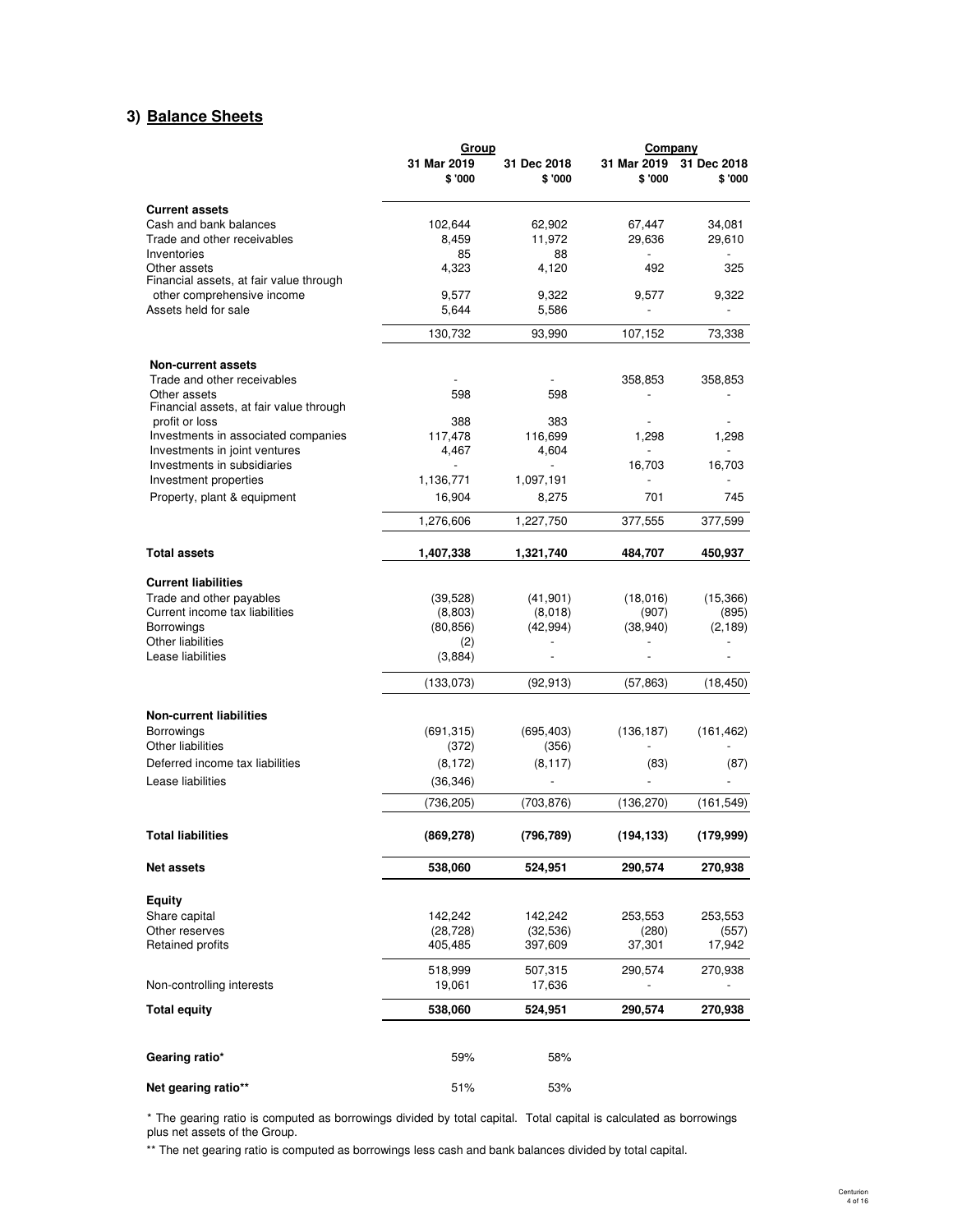## 3) Balance Sheets

| | Group | | Company | |
|---|---|---|---|---|
| | 31 Mar 2019 | 31 Dec 2018 | 31 Mar 2019 | 31 Dec 2018 |
| | $ '000 | $ '000 | $ '000 | $ '000 |
| **Current assets** | | | | |
| Cash and bank balances | 102,644 | 62,902 | 67,447 | 34,081 |
| Trade and other receivables | 8,459 | 11,972 | 29,636 | 29,610 |
| Inventories | 85 | 88 | - | - |
| Other assets | 4,323 | 4,120 | 492 | 325 |
| Financial assets, at fair value through other comprehensive income | 9,577 | 9,322 | 9,577 | 9,322 |
| Assets held for sale | 5,644 | 5,586 | - | - |
| | 130,732 | 93,990 | 107,152 | 73,338 |
| **Non-current assets** | | | | |
| Trade and other receivables | - | - | 358,853 | 358,853 |
| Other assets | 598 | 598 | - | - |
| Financial assets, at fair value through profit or loss | 388 | 383 | - | - |
| Investments in associated companies | 117,478 | 116,699 | 1,298 | 1,298 |
| Investments in joint ventures | 4,467 | 4,604 | - | - |
| Investments in subsidiaries | - | - | 16,703 | 16,703 |
| Investment properties | 1,136,771 | 1,097,191 | - | - |
| Property, plant & equipment | 16,904 | 8,275 | 701 | 745 |
| | 1,276,606 | 1,227,750 | 377,555 | 377,599 |
| **Total assets** | **1,407,338** | **1,321,740** | **484,707** | **450,937** |
| **Current liabilities** | | | | |
| Trade and other payables | (39,528) | (41,901) | (18,016) | (15,366) |
| Current income tax liabilities | (8,803) | (8,018) | (907) | (895) |
| Borrowings | (80,856) | (42,994) | (38,940) | (2,189) |
| Other liabilities | (2) | - | - | - |
| Lease liabilities | (3,884) | - | - | - |
| | (133,073) | (92,913) | (57,863) | (18,450) |
| **Non-current liabilities** | | | | |
| Borrowings | (691,315) | (695,403) | (136,187) | (161,462) |
| Other liabilities | (372) | (356) | - | - |
| Deferred income tax liabilities | (8,172) | (8,117) | (83) | (87) |
| Lease liabilities | (36,346) | - | - | - |
| | (736,205) | (703,876) | (136,270) | (161,549) |
| **Total liabilities** | **(869,278)** | **(796,789)** | **(194,133)** | **(179,999)** |
| **Net assets** | **538,060** | **524,951** | **290,574** | **270,938** |
| **Equity** | | | | |
| Share capital | 142,242 | 142,242 | 253,553 | 253,553 |
| Other reserves | (28,728) | (32,536) | (280) | (557) |
| Retained profits | 405,485 | 397,609 | 37,301 | 17,942 |
| | 518,999 | 507,315 | 290,574 | 270,938 |
| Non-controlling interests | 19,061 | 17,636 | - | - |
| **Total equity** | **538,060** | **524,951** | **290,574** | **270,938** |
| **Gearing ratio*** | 59% | 58% | | |
| **Net gearing ratio**** | 51% | 53% | | |

* The gearing ratio is computed as borrowings divided by total capital. Total capital is calculated as borrowings plus net assets of the Group.

** The net gearing ratio is computed as borrowings less cash and bank balances divided by total capital.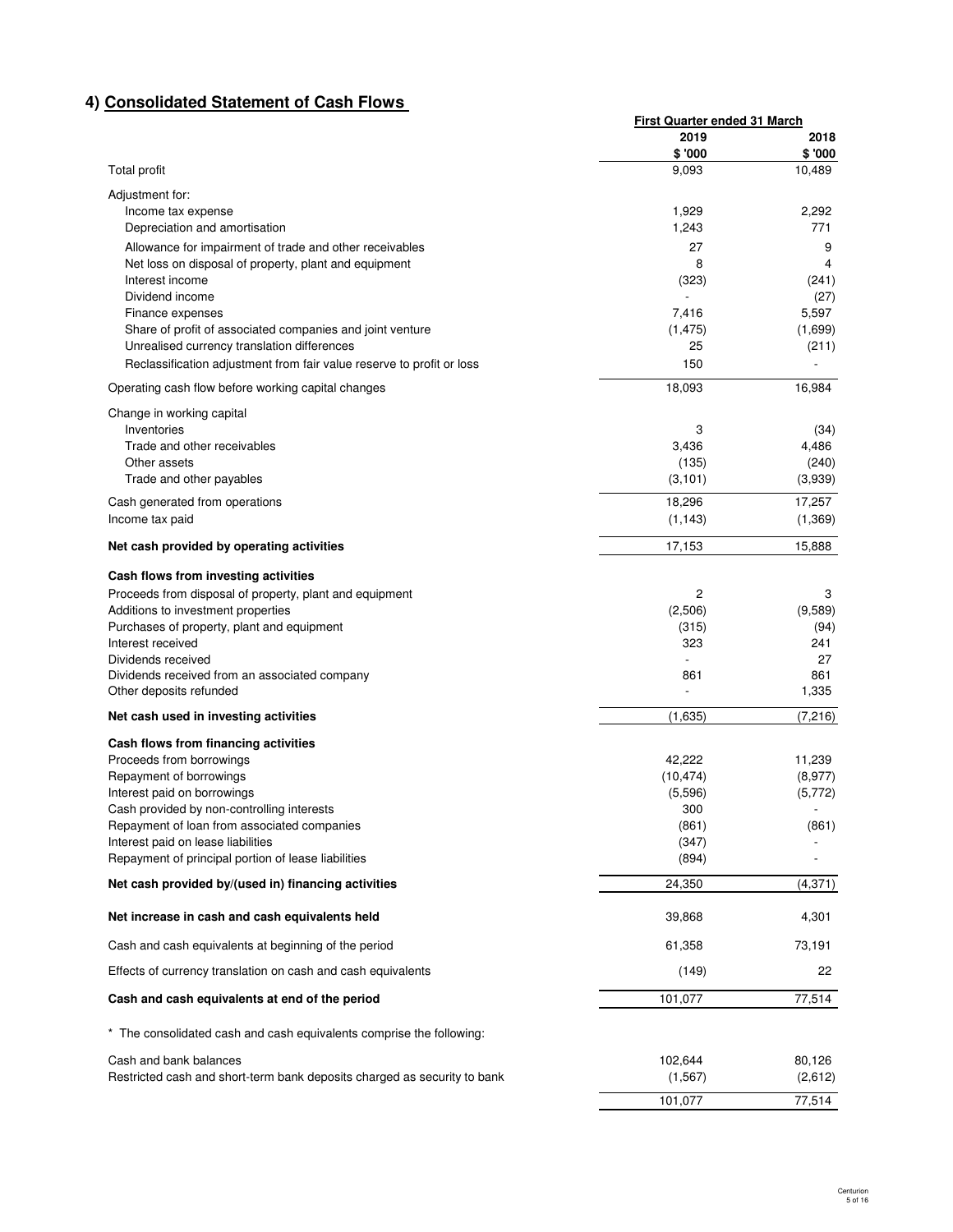## 4) Consolidated Statement of Cash Flows

| | First Quarter ended 31 March | |
|---|---|---|
| | 2019 | 2018 |
| | $ '000 | $ '000 |
| Total profit | 9,093 | 10,489 |
| Adjustment for: | | |
| Income tax expense | 1,929 | 2,292 |
| Depreciation and amortisation | 1,243 | 771 |
| Allowance for impairment of trade and other receivables | 27 | 9 |
| Net loss on disposal of property, plant and equipment | 8 | 4 |
| Interest income | (323) | (241) |
| Dividend income | - | (27) |
| Finance expenses | 7,416 | 5,597 |
| Share of profit of associated companies and joint venture | (1,475) | (1,699) |
| Unrealised currency translation differences | 25 | (211) |
| Reclassification adjustment from fair value reserve to profit or loss | 150 | - |
| Operating cash flow before working capital changes | 18,093 | 16,984 |
| Change in working capital | | |
| Inventories | 3 | (34) |
| Trade and other receivables | 3,436 | 4,486 |
| Other assets | (135) | (240) |
| Trade and other payables | (3,101) | (3,939) |
| Cash generated from operations | 18,296 | 17,257 |
| Income tax paid | (1,143) | (1,369) |
| **Net cash provided by operating activities** | 17,153 | 15,888 |
| **Cash flows from investing activities** | | |
| Proceeds from disposal of property, plant and equipment | 2 | 3 |
| Additions to investment properties | (2,506) | (9,589) |
| Purchases of property, plant and equipment | (315) | (94) |
| Interest received | 323 | 241 |
| Dividends received | - | 27 |
| Dividends received from an associated company | 861 | 861 |
| Other deposits refunded | - | 1,335 |
| **Net cash used in investing activities** | (1,635) | (7,216) |
| **Cash flows from financing activities** | | |
| Proceeds from borrowings | 42,222 | 11,239 |
| Repayment of borrowings | (10,474) | (8,977) |
| Interest paid on borrowings | (5,596) | (5,772) |
| Cash provided by non-controlling interests | 300 | - |
| Repayment of loan from associated companies | (861) | (861) |
| Interest paid on lease liabilities | (347) | - |
| Repayment of principal portion of lease liabilities | (894) | - |
| **Net cash provided by/(used in) financing activities** | 24,350 | (4,371) |
| **Net increase in cash and cash equivalents held** | 39,868 | 4,301 |
| Cash and cash equivalents at beginning of the period | 61,358 | 73,191 |
| Effects of currency translation on cash and cash equivalents | (149) | 22 |
| **Cash and cash equivalents at end of the period** | 101,077 | 77,514 |

\* The consolidated cash and cash equivalents comprise the following:

| | 2019 | 2018 |
|---|---|---|
| Cash and bank balances | 102,644 | 80,126 |
| Restricted cash and short-term bank deposits charged as security to bank | (1,567) | (2,612) |
| | 101,077 | 77,514 |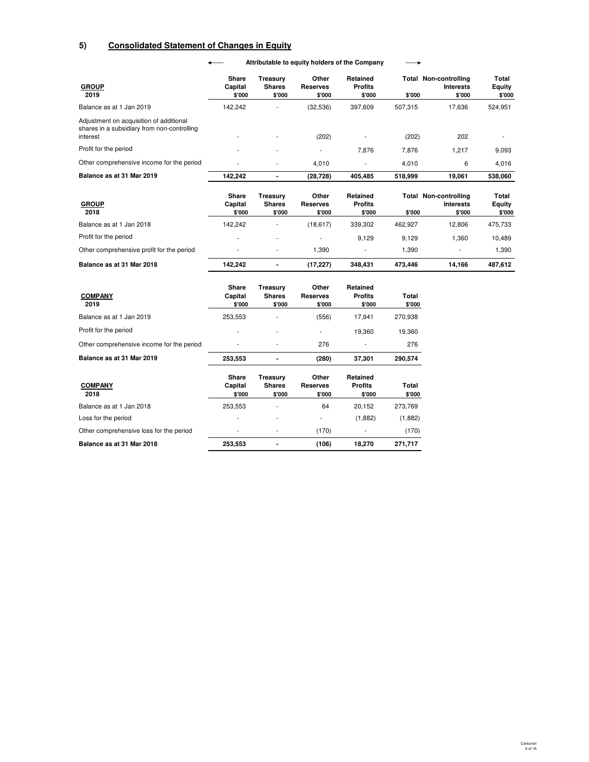## 5) Consolidated Statement of Changes in Equity

| GROUP 2019 | ← Attributable to equity holders of the Company | | | | → | | |
|---|---|---|---|---|---|---|---|
| | Share Capital $'000 | Treasury Shares $'000 | Other Reserves $'000 | Retained Profits $'000 | Total $'000 | Non-controlling Interests $'000 | Total Equity $'000 |
| Balance as at 1 Jan 2019 | 142,242 | - | (32,536) | 397,609 | 507,315 | 17,636 | 524,951 |
| Adjustment on acquisition of additional shares in a subsidiary from non-controlling interest | - | - | (202) | - | (202) | 202 | - |
| Profit for the period | - | - | - | 7,876 | 7,876 | 1,217 | 9,093 |
| Other comprehensive income for the period | - | - | 4,010 | - | 4,010 | 6 | 4,016 |
| **Balance as at 31 Mar 2019** | **142,242** | **-** | **(28,728)** | **405,485** | **518,999** | **19,061** | **538,060** |

| GROUP 2018 | Share Capital $'000 | Treasury Shares $'000 | Other Reserves $'000 | Retained Profits $'000 | Total $'000 | Non-controlling Interests $'000 | Total Equity $'000 |
|---|---|---|---|---|---|---|---|
| Balance as at 1 Jan 2018 | 142,242 | - | (18,617) | 339,302 | 462,927 | 12,806 | 475,733 |
| Profit for the period | - | - | - | 9,129 | 9,129 | 1,360 | 10,489 |
| Other comprehensive profit for the period | - | - | 1,390 | - | 1,390 | - | 1,390 |
| **Balance as at 31 Mar 2018** | **142,242** | **-** | **(17,227)** | **348,431** | **473,446** | **14,166** | **487,612** |

| COMPANY 2019 | Share Capital $'000 | Treasury Shares $'000 | Other Reserves $'000 | Retained Profits $'000 | Total $'000 |
|---|---|---|---|---|---|
| Balance as at 1 Jan 2019 | 253,553 | - | (556) | 17,941 | 270,938 |
| Profit for the period | - | - | - | 19,360 | 19,360 |
| Other comprehensive income for the period | - | - | 276 | - | 276 |
| **Balance as at 31 Mar 2019** | **253,553** | **-** | **(280)** | **37,301** | **290,574** |

| COMPANY 2018 | Share Capital $'000 | Treasury Shares $'000 | Other Reserves $'000 | Retained Profits $'000 | Total $'000 |
|---|---|---|---|---|---|
| Balance as at 1 Jan 2018 | 253,553 | - | 64 | 20,152 | 273,769 |
| Loss for the period | - | - | - | (1,882) | (1,882) |
| Other comprehensive loss for the period | - | - | (170) | - | (170) |
| **Balance as at 31 Mar 2018** | **253,553** | **-** | **(106)** | **18,270** | **271,717** |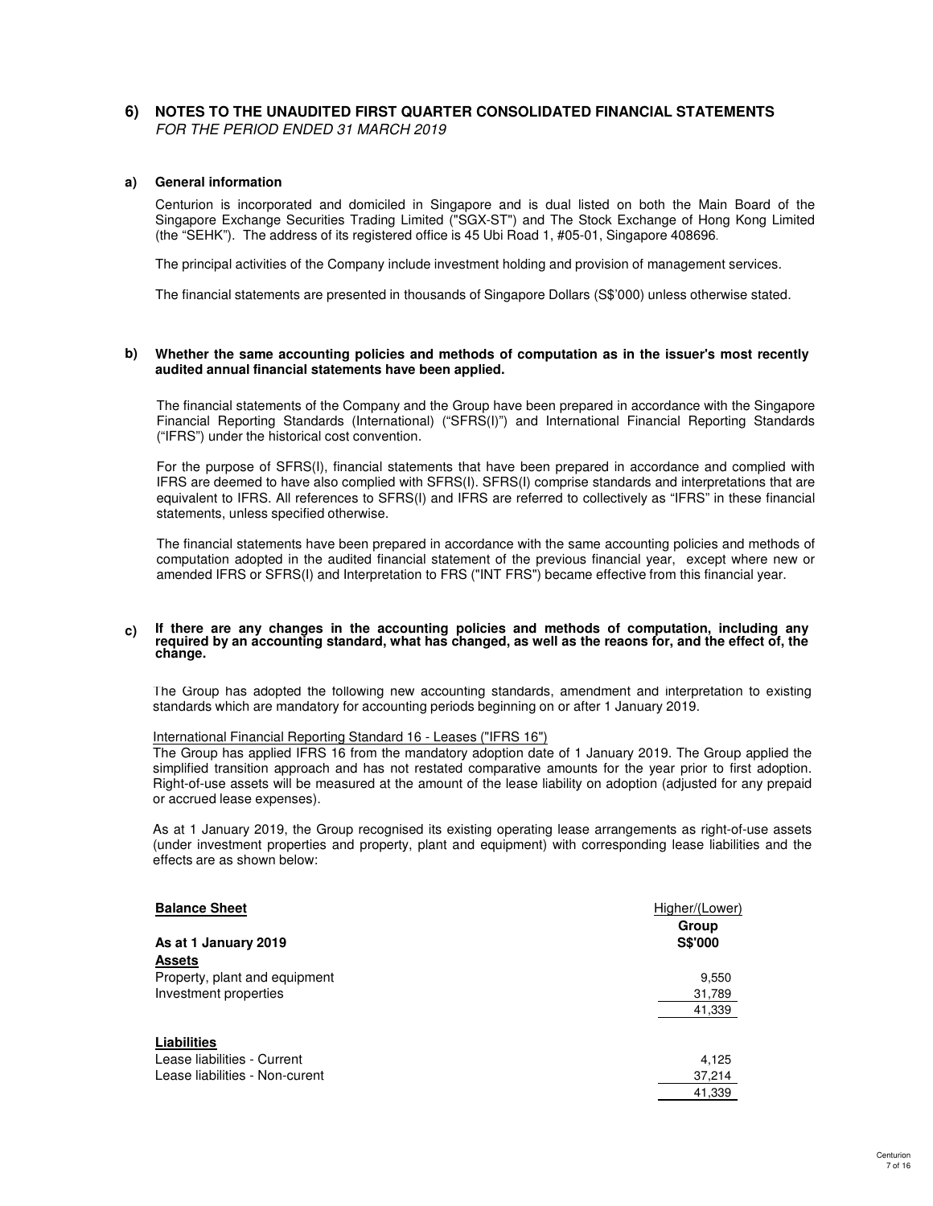## 6) NOTES TO THE UNAUDITED FIRST QUARTER CONSOLIDATED FINANCIAL STATEMENTS

*FOR THE PERIOD ENDED 31 MARCH 2019*

### a) General information

Centurion is incorporated and domiciled in Singapore and is dual listed on both the Main Board of the Singapore Exchange Securities Trading Limited ("SGX-ST") and The Stock Exchange of Hong Kong Limited (the "SEHK"). The address of its registered office is 45 Ubi Road 1, #05-01, Singapore 408696.

The principal activities of the Company include investment holding and provision of management services.

The financial statements are presented in thousands of Singapore Dollars (S$'000) unless otherwise stated.

### b) Whether the same accounting policies and methods of computation as in the issuer's most recently audited annual financial statements have been applied.

The financial statements of the Company and the Group have been prepared in accordance with the Singapore Financial Reporting Standards (International) ("SFRS(I)") and International Financial Reporting Standards ("IFRS") under the historical cost convention.

For the purpose of SFRS(I), financial statements that have been prepared in accordance and complied with IFRS are deemed to have also complied with SFRS(I). SFRS(I) comprise standards and interpretations that are equivalent to IFRS. All references to SFRS(I) and IFRS are referred to collectively as "IFRS" in these financial statements, unless specified otherwise.

The financial statements have been prepared in accordance with the same accounting policies and methods of computation adopted in the audited financial statement of the previous financial year, except where new or amended IFRS or SFRS(I) and Interpretation to FRS ("INT FRS") became effective from this financial year.

### c) If there are any changes in the accounting policies and methods of computation, including any required by an accounting standard, what has changed, as well as the reaons for, and the effect of, the change.

The Group has adopted the following new accounting standards, amendment and interpretation to existing standards which are mandatory for accounting periods beginning on or after 1 January 2019.

International Financial Reporting Standard 16 - Leases ("IFRS 16")

The Group has applied IFRS 16 from the mandatory adoption date of 1 January 2019. The Group applied the simplified transition approach and has not restated comparative amounts for the year prior to first adoption. Right-of-use assets will be measured at the amount of the lease liability on adoption (adjusted for any prepaid or accrued lease expenses).

As at 1 January 2019, the Group recognised its existing operating lease arrangements as right-of-use assets (under investment properties and property, plant and equipment) with corresponding lease liabilities and the effects are as shown below:

| **Balance Sheet** | Higher/(Lower) |
|---|---|
| | **Group** |
| **As at 1 January 2019** | **S$'000** |
| **Assets** | |
| Property, plant and equipment | 9,550 |
| Investment properties | 31,789 |
| | 41,339 |
| | |
| **Liabilities** | |
| Lease liabilities - Current | 4,125 |
| Lease liabilities - Non-curent | 37,214 |
| | 41,339 |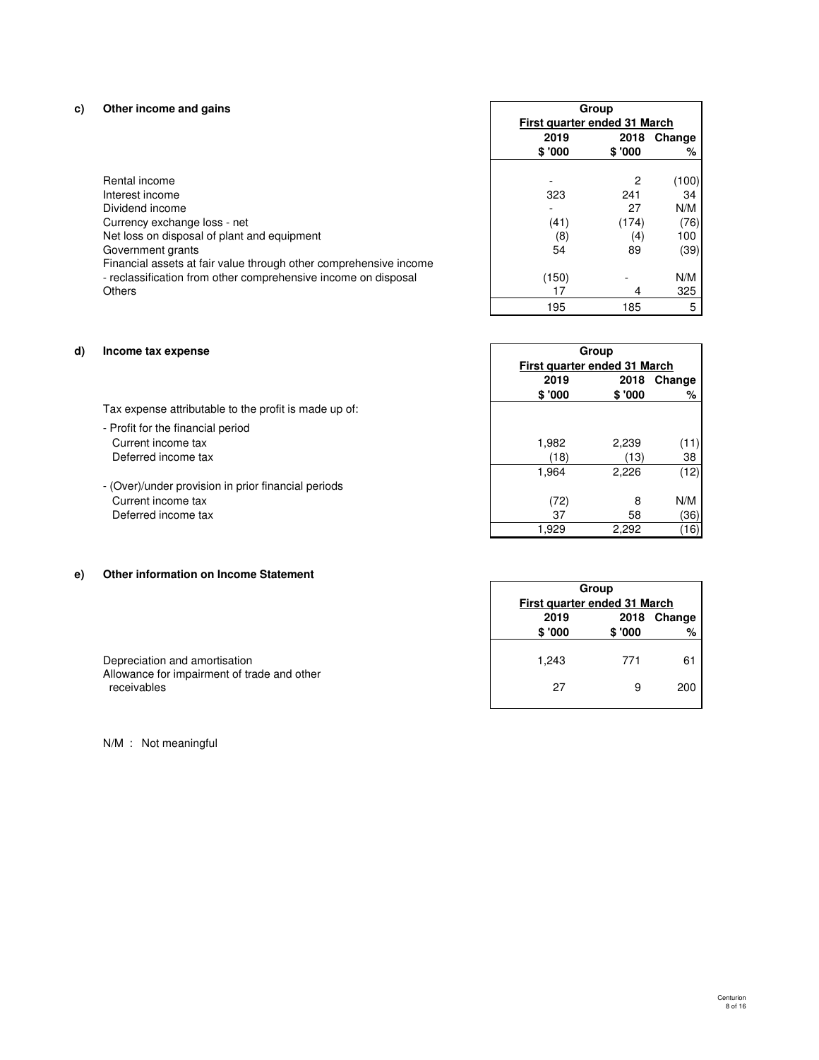### c) Other income and gains

| | Group | | |
|---|---|---|---|
| | First quarter ended 31 March | | |
| | 2019 | 2018 | Change |
| | $ '000 | $ '000 | % |
| Rental income | - | 2 | (100) |
| Interest income | 323 | 241 | 34 |
| Dividend income | - | 27 | N/M |
| Currency exchange loss - net | (41) | (174) | (76) |
| Net loss on disposal of plant and equipment | (8) | (4) | 100 |
| Government grants | 54 | 89 | (39) |
| Financial assets at fair value through other comprehensive income - reclassification from other comprehensive income on disposal | (150) | - | N/M |
| Others | 17 | 4 | 325 |
| | 195 | 185 | 5 |

### d) Income tax expense

| | Group | | |
|---|---|---|---|
| | First quarter ended 31 March | | |
| | 2019 | 2018 | Change |
| | $ '000 | $ '000 | % |
| Tax expense attributable to the profit is made up of: | | | |
| - Profit for the financial period | | | |
| Current income tax | 1,982 | 2,239 | (11) |
| Deferred income tax | (18) | (13) | 38 |
| | 1,964 | 2,226 | (12) |
| - (Over)/under provision in prior financial periods | | | |
| Current income tax | (72) | 8 | N/M |
| Deferred income tax | 37 | 58 | (36) |
| | 1,929 | 2,292 | (16) |

### e) Other information on Income Statement

| | Group | | |
|---|---|---|---|
| | First quarter ended 31 March | | |
| | 2019 | 2018 | Change |
| | $ '000 | $ '000 | % |
| Depreciation and amortisation | 1,243 | 771 | 61 |
| Allowance for impairment of trade and other receivables | 27 | 9 | 200 |

N/M : Not meaningful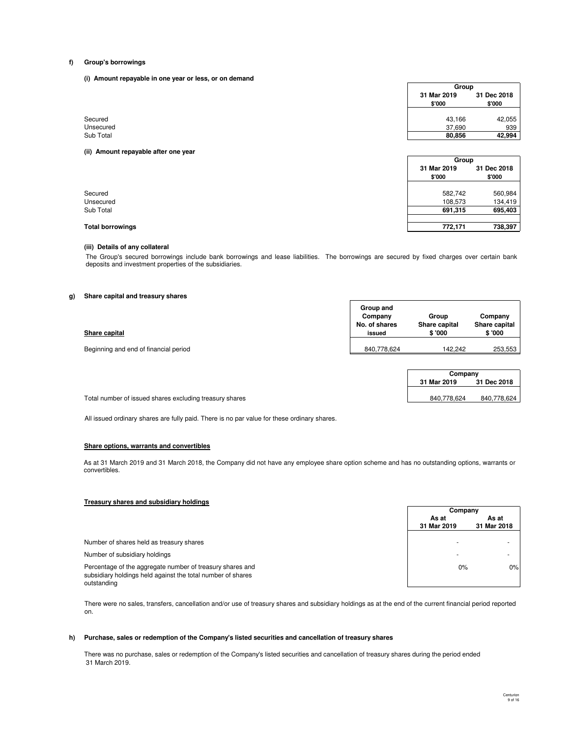#### f) Group's borrowings

**(i) Amount repayable in one year or less, or on demand**

| | Group | |
|---|---|---|
| | 31 Mar 2019 | 31 Dec 2018 |
| | $'000 | $'000 |
| Secured | 43,166 | 42,055 |
| Unsecured | 37,690 | 939 |
| Sub Total | **80,856** | **42,994** |

**(ii) Amount repayable after one year**

| | Group | |
|---|---|---|
| | 31 Mar 2019 | 31 Dec 2018 |
| | $'000 | $'000 |
| Secured | 582,742 | 560,984 |
| Unsecured | 108,573 | 134,419 |
| Sub Total | **691,315** | **695,403** |
| **Total borrowings** | **772,171** | **738,397** |

**(iii) Details of any collateral**

The Group's secured borrowings include bank borrowings and lease liabilities. The borrowings are secured by fixed charges over certain bank deposits and investment properties of the subsidiaries.

#### g) Share capital and treasury shares

| Share capital | Group and Company No. of shares issued | Group Share capital $ '000 | Company Share capital $ '000 |
|---|---|---|---|
| Beginning and end of financial period | 840,778,624 | 142,242 | 253,553 |

| | Company | |
|---|---|---|
| | 31 Mar 2019 | 31 Dec 2018 |
| Total number of issued shares excluding treasury shares | 840,778,624 | 840,778,624 |

All issued ordinary shares are fully paid. There is no par value for these ordinary shares.

**Share options, warrants and convertibles**

As at 31 March 2019 and 31 March 2018, the Company did not have any employee share option scheme and has no outstanding options, warrants or convertibles.

**Treasury shares and subsidiary holdings**

| | Company | |
|---|---|---|
| | As at 31 Mar 2019 | As at 31 Mar 2018 |
| Number of shares held as treasury shares | - | - |
| Number of subsidiary holdings | - | - |
| Percentage of the aggregate number of treasury shares and subsidiary holdings held against the total number of shares outstanding | 0% | 0% |

There were no sales, transfers, cancellation and/or use of treasury shares and subsidiary holdings as at the end of the current financial period reported on.

#### h) Purchase, sales or redemption of the Company's listed securities and cancellation of treasury shares

There was no purchase, sales or redemption of the Company's listed securities and cancellation of treasury shares during the period ended 31 March 2019.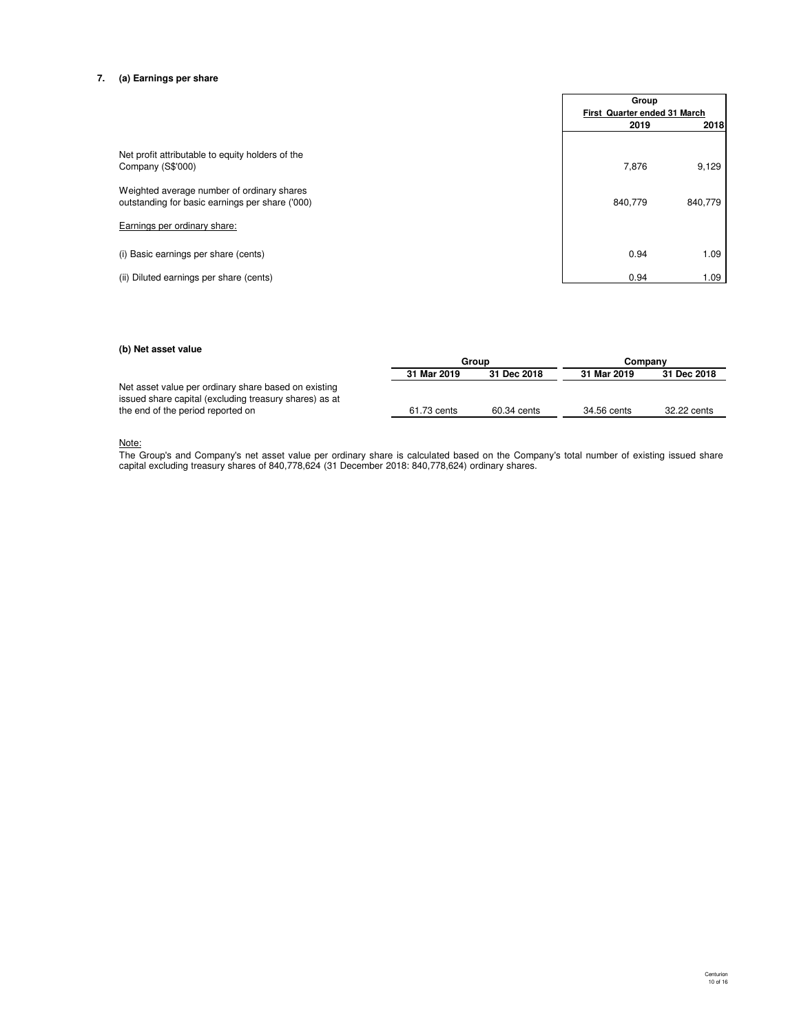## 7. (a) Earnings per share

| | Group | |
|---|---|---|
| | First Quarter ended 31 March | |
| | 2019 | 2018 |
| Net profit attributable to equity holders of the Company (S$'000) | 7,876 | 9,129 |
| Weighted average number of ordinary shares outstanding for basic earnings per share ('000) | 840,779 | 840,779 |
| Earnings per ordinary share: | | |
| (i) Basic earnings per share (cents) | 0.94 | 1.09 |
| (ii) Diluted earnings per share (cents) | 0.94 | 1.09 |

### (b) Net asset value

| | Group | | Company | |
|---|---|---|---|---|
| | 31 Mar 2019 | 31 Dec 2018 | 31 Mar 2019 | 31 Dec 2018 |
| Net asset value per ordinary share based on existing issued share capital (excluding treasury shares) as at the end of the period reported on | 61.73 cents | 60.34 cents | 34.56 cents | 32.22 cents |

Note:

The Group's and Company's net asset value per ordinary share is calculated based on the Company's total number of existing issued share capital excluding treasury shares of 840,778,624 (31 December 2018: 840,778,624) ordinary shares.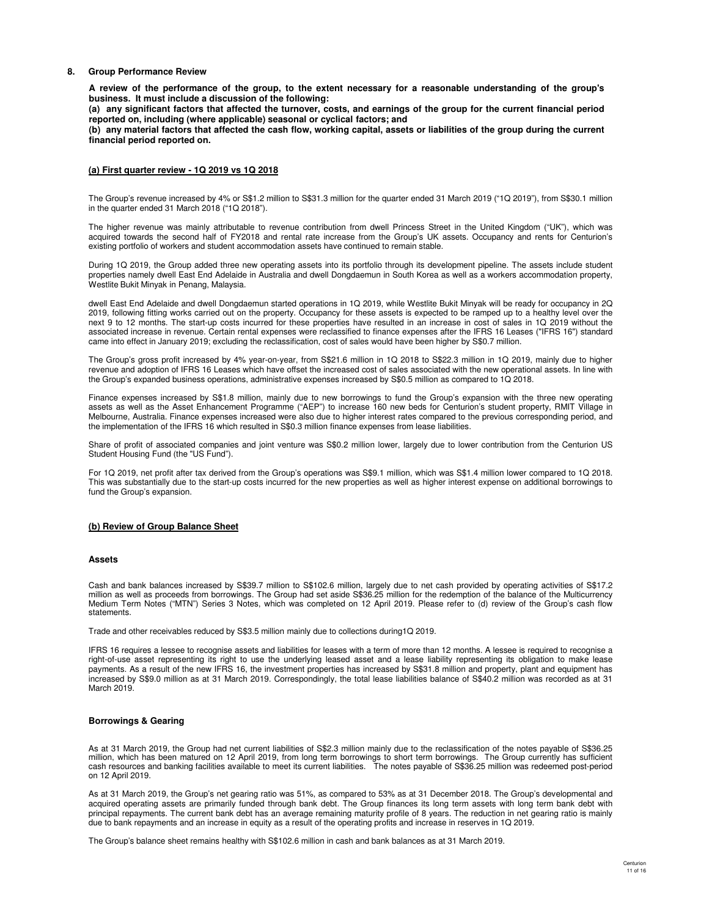## 8. Group Performance Review

**A review of the performance of the group, to the extent necessary for a reasonable understanding of the group's business. It must include a discussion of the following:**

**(a) any significant factors that affected the turnover, costs, and earnings of the group for the current financial period reported on, including (where applicable) seasonal or cyclical factors; and**

**(b) any material factors that affected the cash flow, working capital, assets or liabilities of the group during the current financial period reported on.**

### (a) First quarter review - 1Q 2019 vs 1Q 2018

The Group's revenue increased by 4% or S$1.2 million to S$31.3 million for the quarter ended 31 March 2019 ("1Q 2019"), from S$30.1 million in the quarter ended 31 March 2018 ("1Q 2018").

The higher revenue was mainly attributable to revenue contribution from dwell Princess Street in the United Kingdom ("UK"), which was acquired towards the second half of FY2018 and rental rate increase from the Group's UK assets. Occupancy and rents for Centurion's existing portfolio of workers and student accommodation assets have continued to remain stable.

During 1Q 2019, the Group added three new operating assets into its portfolio through its development pipeline. The assets include student properties namely dwell East End Adelaide in Australia and dwell Dongdaemun in South Korea as well as a workers accommodation property, Westlite Bukit Minyak in Penang, Malaysia.

dwell East End Adelaide and dwell Dongdaemun started operations in 1Q 2019, while Westlite Bukit Minyak will be ready for occupancy in 2Q 2019, following fitting works carried out on the property. Occupancy for these assets is expected to be ramped up to a healthy level over the next 9 to 12 months. The start-up costs incurred for these properties have resulted in an increase in cost of sales in 1Q 2019 without the associated increase in revenue. Certain rental expenses were reclassified to finance expenses after the IFRS 16 Leases ("IFRS 16") standard came into effect in January 2019; excluding the reclassification, cost of sales would have been higher by S$0.7 million.

The Group's gross profit increased by 4% year-on-year, from S$21.6 million in 1Q 2018 to S$22.3 million in 1Q 2019, mainly due to higher revenue and adoption of IFRS 16 Leases which have offset the increased cost of sales associated with the new operational assets. In line with the Group's expanded business operations, administrative expenses increased by S$0.5 million as compared to 1Q 2018.

Finance expenses increased by S$1.8 million, mainly due to new borrowings to fund the Group's expansion with the three new operating assets as well as the Asset Enhancement Programme ("AEP") to increase 160 new beds for Centurion's student property, RMIT Village in Melbourne, Australia. Finance expenses increased were also due to higher interest rates compared to the previous corresponding period, and the implementation of the IFRS 16 which resulted in S$0.3 million finance expenses from lease liabilities.

Share of profit of associated companies and joint venture was S$0.2 million lower, largely due to lower contribution from the Centurion US Student Housing Fund (the "US Fund").

For 1Q 2019, net profit after tax derived from the Group's operations was S$9.1 million, which was S$1.4 million lower compared to 1Q 2018. This was substantially due to the start-up costs incurred for the new properties as well as higher interest expense on additional borrowings to fund the Group's expansion.

### (b) Review of Group Balance Sheet

#### Assets

Cash and bank balances increased by S$39.7 million to S$102.6 million, largely due to net cash provided by operating activities of S$17.2 million as well as proceeds from borrowings. The Group had set aside S$36.25 million for the redemption of the balance of the Multicurrency Medium Term Notes ("MTN") Series 3 Notes, which was completed on 12 April 2019. Please refer to (d) review of the Group's cash flow statements.

Trade and other receivables reduced by S$3.5 million mainly due to collections during1Q 2019.

IFRS 16 requires a lessee to recognise assets and liabilities for leases with a term of more than 12 months. A lessee is required to recognise a right-of-use asset representing its right to use the underlying leased asset and a lease liability representing its obligation to make lease payments. As a result of the new IFRS 16, the investment properties has increased by S$31.8 million and property, plant and equipment has increased by S$9.0 million as at 31 March 2019. Correspondingly, the total lease liabilities balance of S$40.2 million was recorded as at 31 March 2019.

#### Borrowings & Gearing

As at 31 March 2019, the Group had net current liabilities of S$2.3 million mainly due to the reclassification of the notes payable of S$36.25 million, which has been matured on 12 April 2019, from long term borrowings to short term borrowings. The Group currently has sufficient cash resources and banking facilities available to meet its current liabilities. The notes payable of S$36.25 million was redeemed post-period on 12 April 2019.

As at 31 March 2019, the Group's net gearing ratio was 51%, as compared to 53% as at 31 December 2018. The Group's developmental and acquired operating assets are primarily funded through bank debt. The Group finances its long term assets with long term bank debt with principal repayments. The current bank debt has an average remaining maturity profile of 8 years. The reduction in net gearing ratio is mainly due to bank repayments and an increase in equity as a result of the operating profits and increase in reserves in 1Q 2019.

The Group's balance sheet remains healthy with S$102.6 million in cash and bank balances as at 31 March 2019.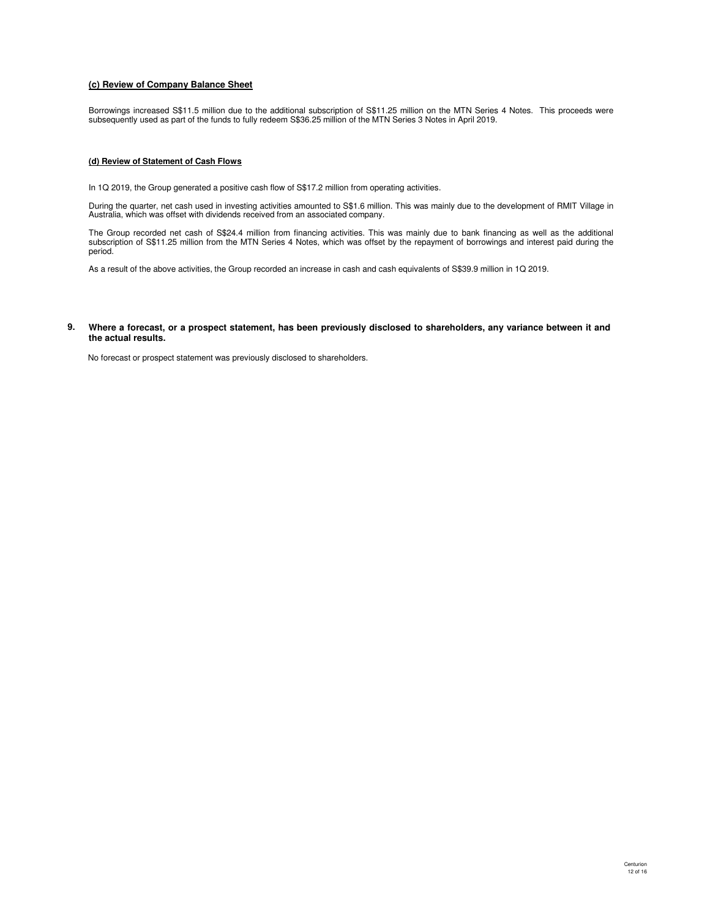### (c) Review of Company Balance Sheet

Borrowings increased S$11.5 million due to the additional subscription of S$11.25 million on the MTN Series 4 Notes. This proceeds were subsequently used as part of the funds to fully redeem S$36.25 million of the MTN Series 3 Notes in April 2019.

### (d) Review of Statement of Cash Flows

In 1Q 2019, the Group generated a positive cash flow of S$17.2 million from operating activities.

During the quarter, net cash used in investing activities amounted to S$1.6 million. This was mainly due to the development of RMIT Village in Australia, which was offset with dividends received from an associated company.

The Group recorded net cash of S$24.4 million from financing activities. This was mainly due to bank financing as well as the additional subscription of S$11.25 million from the MTN Series 4 Notes, which was offset by the repayment of borrowings and interest paid during the period.

As a result of the above activities, the Group recorded an increase in cash and cash equivalents of S$39.9 million in 1Q 2019.

## 9. Where a forecast, or a prospect statement, has been previously disclosed to shareholders, any variance between it and the actual results.

No forecast or prospect statement was previously disclosed to shareholders.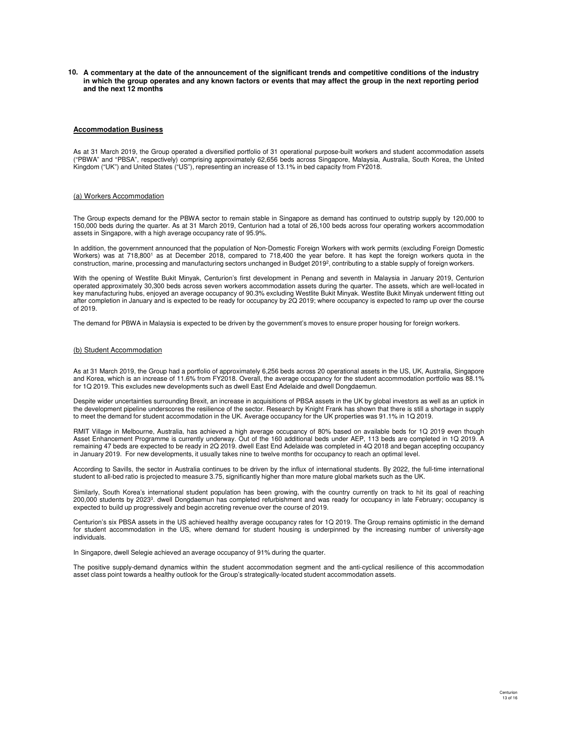**10. A commentary at the date of the announcement of the significant trends and competitive conditions of the industry in which the group operates and any known factors or events that may affect the group in the next reporting period and the next 12 months**

**Accommodation Business**

As at 31 March 2019, the Group operated a diversified portfolio of 31 operational purpose-built workers and student accommodation assets ("PBWA" and "PBSA", respectively) comprising approximately 62,656 beds across Singapore, Malaysia, Australia, South Korea, the United Kingdom ("UK") and United States ("US"), representing an increase of 13.1% in bed capacity from FY2018.

(a) Workers Accommodation

The Group expects demand for the PBWA sector to remain stable in Singapore as demand has continued to outstrip supply by 120,000 to 150,000 beds during the quarter. As at 31 March 2019, Centurion had a total of 26,100 beds across four operating workers accommodation assets in Singapore, with a high average occupancy rate of 95.9%.

In addition, the government announced that the population of Non-Domestic Foreign Workers with work permits (excluding Foreign Domestic Workers) was at 718,800[1] as at December 2018, compared to 718,400 the year before. It has kept the foreign workers quota in the construction, marine, processing and manufacturing sectors unchanged in Budget 2019[2], contributing to a stable supply of foreign workers.

With the opening of Westlite Bukit Minyak, Centurion's first development in Penang and seventh in Malaysia in January 2019, Centurion operated approximately 30,300 beds across seven workers accommodation assets during the quarter. The assets, which are well-located in key manufacturing hubs, enjoyed an average occupancy of 90.3% excluding Westlite Bukit Minyak. Westlite Bukit Minyak underwent fitting out after completion in January and is expected to be ready for occupancy by 2Q 2019; where occupancy is expected to ramp up over the course of 2019.

The demand for PBWA in Malaysia is expected to be driven by the government's moves to ensure proper housing for foreign workers.

(b) Student Accommodation

As at 31 March 2019, the Group had a portfolio of approximately 6,256 beds across 20 operational assets in the US, UK, Australia, Singapore and Korea, which is an increase of 11.6% from FY2018. Overall, the average occupancy for the student accommodation portfolio was 88.1% for 1Q 2019. This excludes new developments such as dwell East End Adelaide and dwell Dongdaemun.

Despite wider uncertainties surrounding Brexit, an increase in acquisitions of PBSA assets in the UK by global investors as well as an uptick in the development pipeline underscores the resilience of the sector. Research by Knight Frank has shown that there is still a shortage in supply to meet the demand for student accommodation in the UK. Average occupancy for the UK properties was 91.1% in 1Q 2019.

RMIT Village in Melbourne, Australia, has achieved a high average occupancy of 80% based on available beds for 1Q 2019 even though Asset Enhancement Programme is currently underway. Out of the 160 additional beds under AEP, 113 beds are completed in 1Q 2019. A remaining 47 beds are expected to be ready in 2Q 2019. dwell East End Adelaide was completed in 4Q 2018 and began accepting occupancy in January 2019. For new developments, it usually takes nine to twelve months for occupancy to reach an optimal level.

According to Savills, the sector in Australia continues to be driven by the influx of international students. By 2022, the full-time international student to all-bed ratio is projected to measure 3.75, significantly higher than more mature global markets such as the UK.

Similarly, South Korea's international student population has been growing, with the country currently on track to hit its goal of reaching 200,000 students by 2023[3]. dwell Dongdaemun has completed refurbishment and was ready for occupancy in late February; occupancy is expected to build up progressively and begin accreting revenue over the course of 2019.

Centurion's six PBSA assets in the US achieved healthy average occupancy rates for 1Q 2019. The Group remains optimistic in the demand for student accommodation in the US, where demand for student housing is underpinned by the increasing number of university-age individuals.

In Singapore, dwell Selegie achieved an average occupancy of 91% during the quarter.

The positive supply-demand dynamics within the student accommodation segment and the anti-cyclical resilience of this accommodation asset class point towards a healthy outlook for the Group's strategically-located student accommodation assets.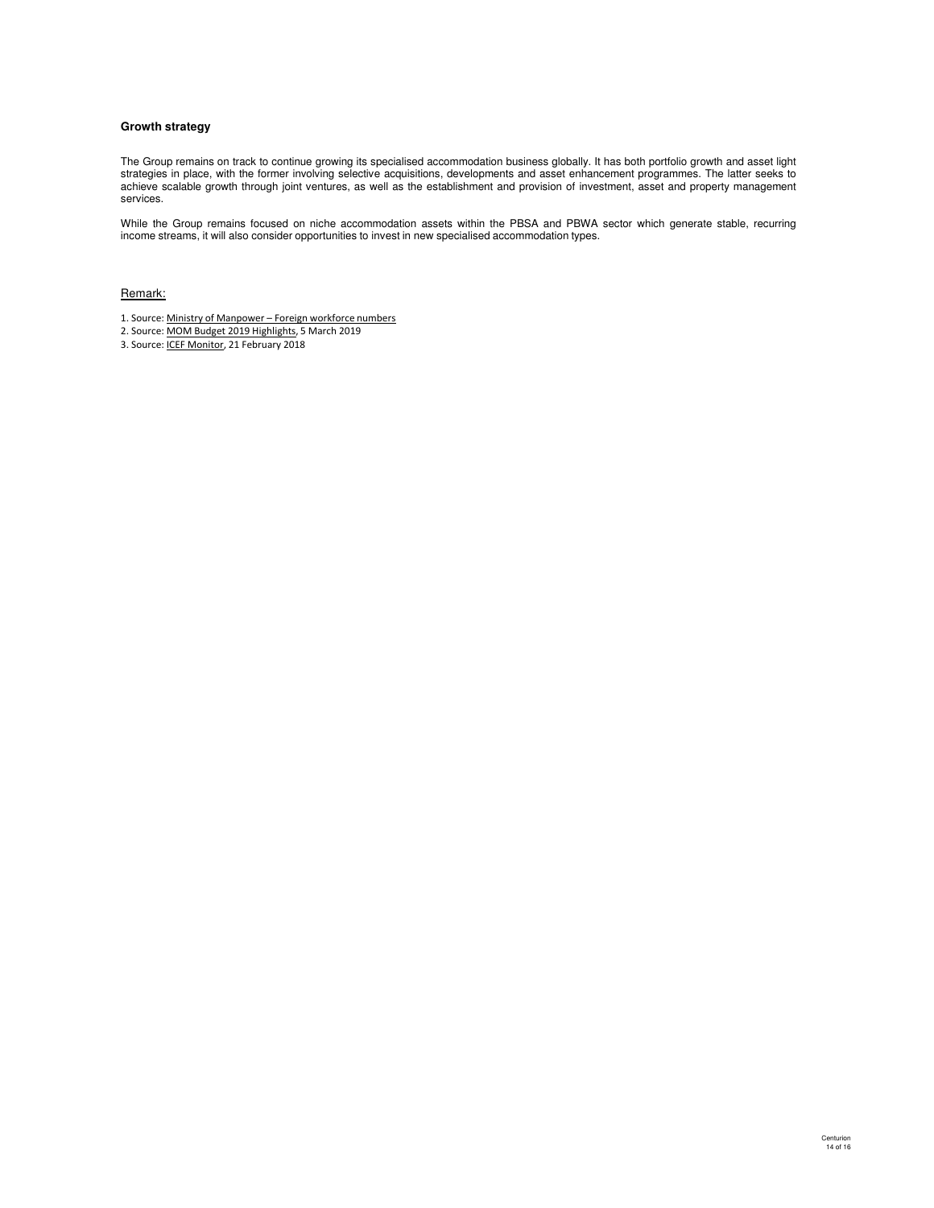**Growth strategy**

The Group remains on track to continue growing its specialised accommodation business globally. It has both portfolio growth and asset light strategies in place, with the former involving selective acquisitions, developments and asset enhancement programmes. The latter seeks to achieve scalable growth through joint ventures, as well as the establishment and provision of investment, asset and property management services.

While the Group remains focused on niche accommodation assets within the PBSA and PBWA sector which generate stable, recurring income streams, it will also consider opportunities to invest in new specialised accommodation types.

Remark:

1. Source: Ministry of Manpower – Foreign workforce numbers
2. Source: MOM Budget 2019 Highlights, 5 March 2019
3. Source: ICEF Monitor, 21 February 2018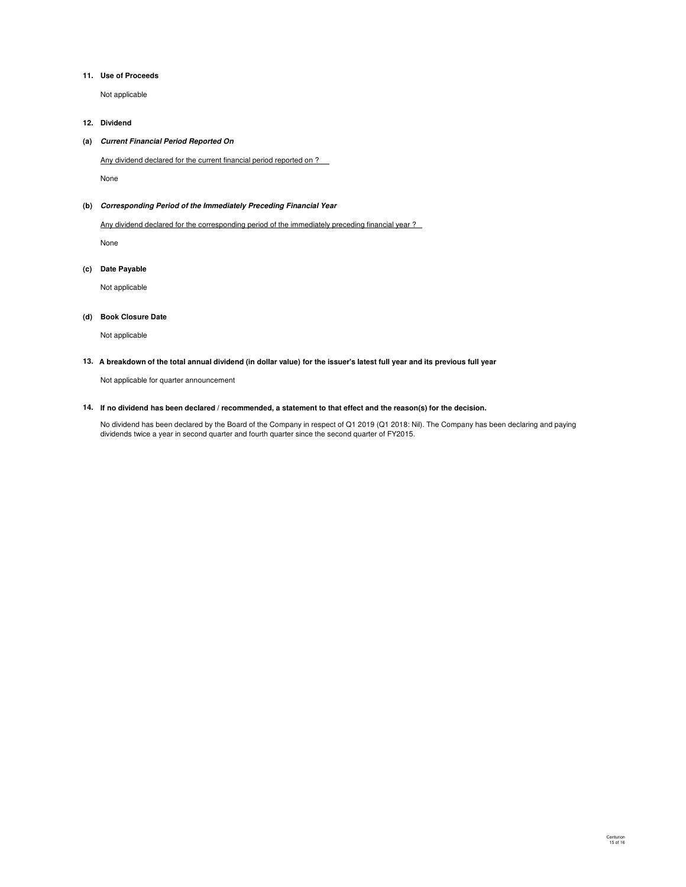## 11. Use of Proceeds

Not applicable

## 12. Dividend

### (a) *Current Financial Period Reported On*

Any dividend declared for the current financial period reported on ?

None

### (b) *Corresponding Period of the Immediately Preceding Financial Year*

Any dividend declared for the corresponding period of the immediately preceding financial year ?

None

### (c) Date Payable

Not applicable

### (d) Book Closure Date

Not applicable

## 13. A breakdown of the total annual dividend (in dollar value) for the issuer's latest full year and its previous full year

Not applicable for quarter announcement

## 14. If no dividend has been declared / recommended, a statement to that effect and the reason(s) for the decision.

No dividend has been declared by the Board of the Company in respect of Q1 2019 (Q1 2018: Nil). The Company has been declaring and paying dividends twice a year in second quarter and fourth quarter since the second quarter of FY2015.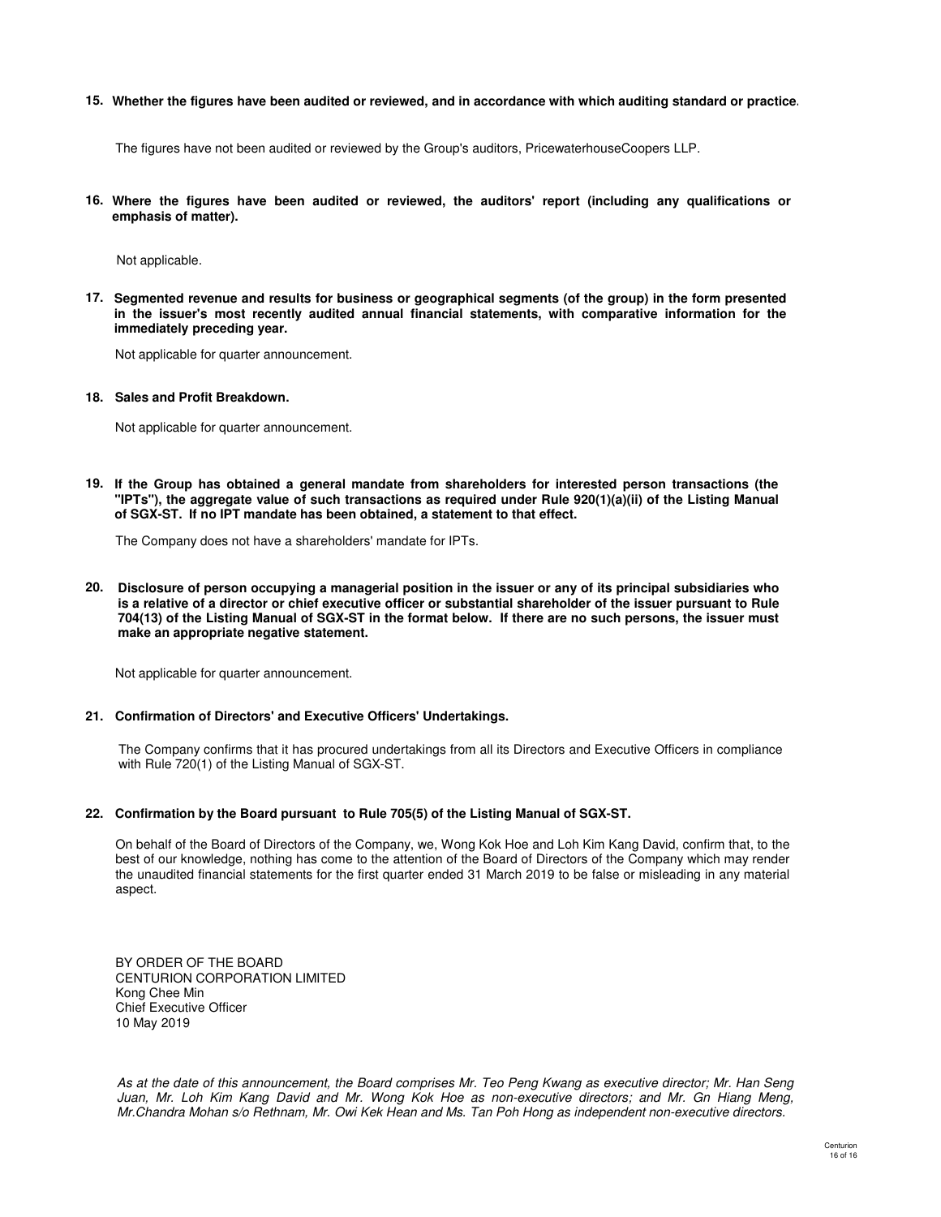**15. Whether the figures have been audited or reviewed, and in accordance with which auditing standard or practice.**

The figures have not been audited or reviewed by the Group's auditors, PricewaterhouseCoopers LLP.

**16. Where the figures have been audited or reviewed, the auditors' report (including any qualifications or emphasis of matter).**

Not applicable.

**17. Segmented revenue and results for business or geographical segments (of the group) in the form presented in the issuer's most recently audited annual financial statements, with comparative information for the immediately preceding year.**

Not applicable for quarter announcement.

**18. Sales and Profit Breakdown.**

Not applicable for quarter announcement.

**19. If the Group has obtained a general mandate from shareholders for interested person transactions (the "IPTs"), the aggregate value of such transactions as required under Rule 920(1)(a)(ii) of the Listing Manual of SGX-ST. If no IPT mandate has been obtained, a statement to that effect.**

The Company does not have a shareholders' mandate for IPTs.

**20. Disclosure of person occupying a managerial position in the issuer or any of its principal subsidiaries who is a relative of a director or chief executive officer or substantial shareholder of the issuer pursuant to Rule 704(13) of the Listing Manual of SGX-ST in the format below. If there are no such persons, the issuer must make an appropriate negative statement.**

Not applicable for quarter announcement.

**21. Confirmation of Directors' and Executive Officers' Undertakings.**

The Company confirms that it has procured undertakings from all its Directors and Executive Officers in compliance with Rule 720(1) of the Listing Manual of SGX-ST.

**22. Confirmation by the Board pursuant to Rule 705(5) of the Listing Manual of SGX-ST.**

On behalf of the Board of Directors of the Company, we, Wong Kok Hoe and Loh Kim Kang David, confirm that, to the best of our knowledge, nothing has come to the attention of the Board of Directors of the Company which may render the unaudited financial statements for the first quarter ended 31 March 2019 to be false or misleading in any material aspect.

BY ORDER OF THE BOARD  
CENTURION CORPORATION LIMITED  
Kong Chee Min  
Chief Executive Officer  
10 May 2019

*As at the date of this announcement, the Board comprises Mr. Teo Peng Kwang as executive director; Mr. Han Seng Juan, Mr. Loh Kim Kang David and Mr. Wong Kok Hoe as non-executive directors; and Mr. Gn Hiang Meng, Mr.Chandra Mohan s/o Rethnam, Mr. Owi Kek Hean and Ms. Tan Poh Hong as independent non-executive directors.*